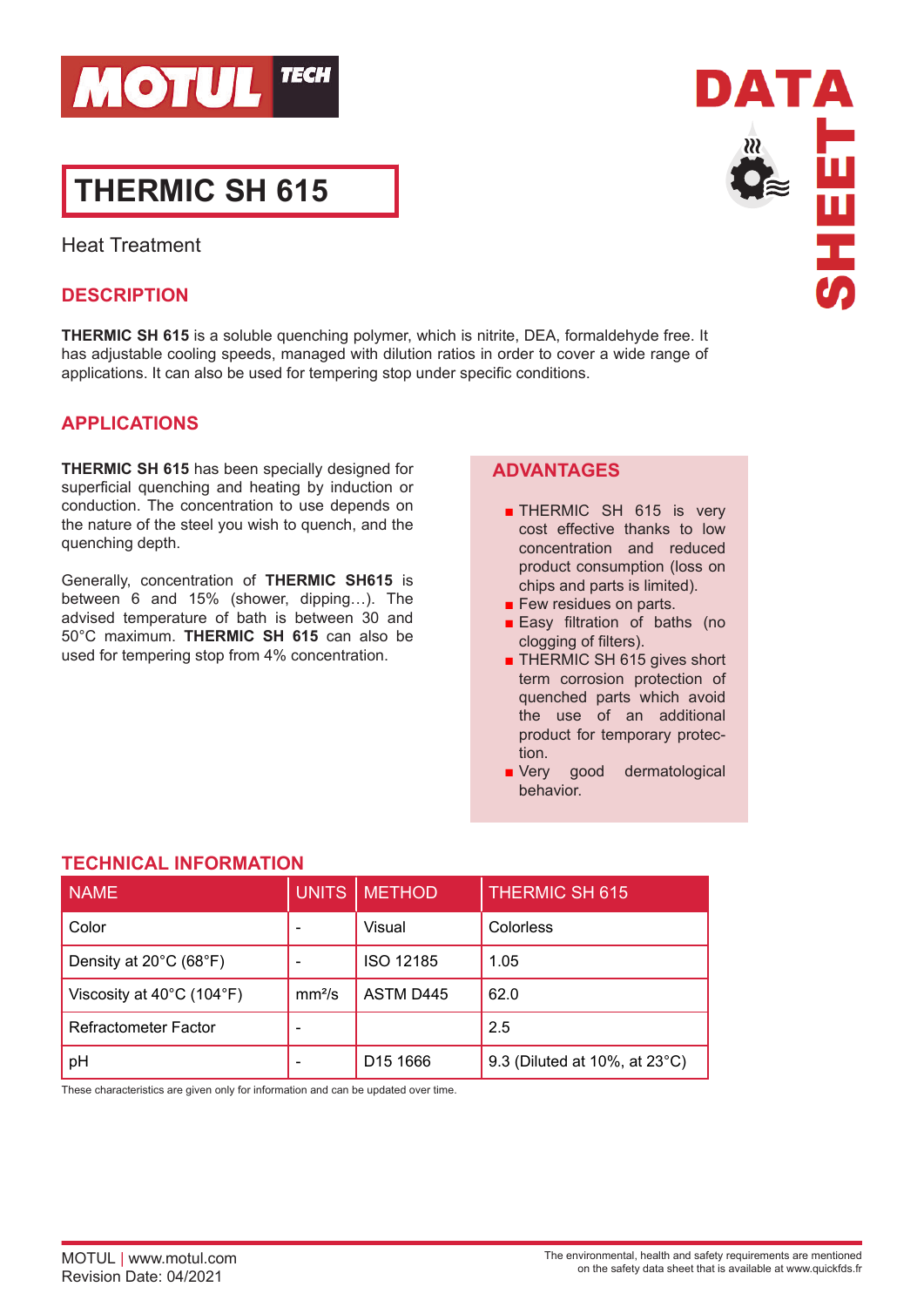MOTUL TECH

DATA SHEET

# THERMIC SH 615

Heat Treatment

## DESCRIPTION

**THERMIC SH 615** is a soluble quenching polymer, which is nitrite, DEA, formaldehyde free. It has adjustable cooling speeds, managed with dilution ratios in order to cover a wide range of applications. It can also be used for tempering stop under specific conditions.

## APPLICATIONS

**THERMIC SH 615** has been specially designed for superficial quenching and heating by induction or conduction. The concentration to use depends on the nature of the steel you wish to quench, and the quenching depth.

Generally, concentration of **THERMIC SH615** is between 6 and 15% (shower, dipping…). The advised temperature of bath is between 30 and 50°C maximum. **THERMIC SH 615** can also be used for tempering stop from 4% concentration.

## ADVANTAGES

- THERMIC SH 615 is very cost effective thanks to low concentration and reduced product consumption (loss on chips and parts is limited).
- Few residues on parts.
- Easy filtration of baths (no clogging of filters).
- THERMIC SH 615 gives short term corrosion protection of quenched parts which avoid the use of an additional product for temporary protection.
- Very good dermatological behavior.

## TECHNICAL INFORMATION

| NAME | UNITS | METHOD | THERMIC SH 615 |
|---|---|---|---|
| Color | - | Visual | Colorless |
| Density at 20°C (68°F) | - | ISO 12185 | 1.05 |
| Viscosity at 40°C (104°F) | mm²/s | ASTM D445 | 62.0 |
| Refractometer Factor | - | | 2.5 |
| pH | - | D15 1666 | 9.3 (Diluted at 10%, at 23°C) |

These characteristics are given only for information and can be updated over time.

MOTUL | www.motul.com
Revision Date: 04/2021

The environmental, health and safety requirements are mentioned on the safety data sheet that is available at www.quickfds.fr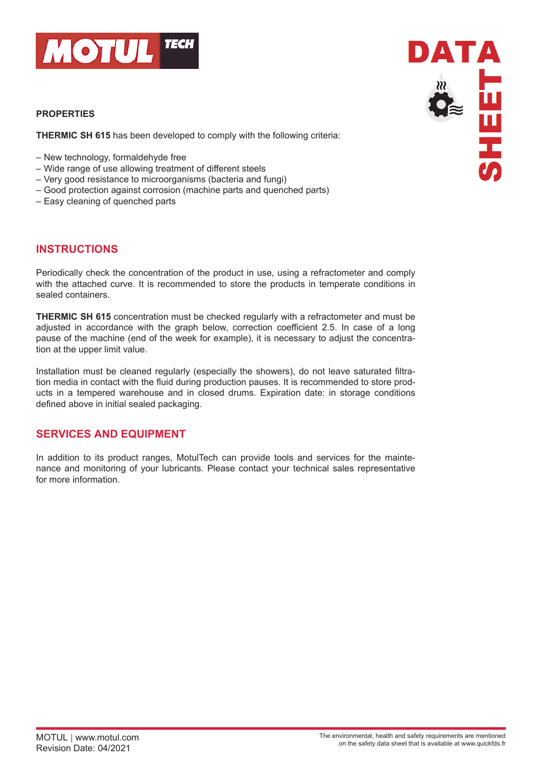**PROPERTIES**

**THERMIC SH 615** has been developed to comply with the following criteria:

– New technology, formaldehyde free
– Wide range of use allowing treatment of different steels
– Very good resistance to microorganisms (bacteria and fungi)
– Good protection against corrosion (machine parts and quenched parts)
– Easy cleaning of quenched parts

## INSTRUCTIONS

Periodically check the concentration of the product in use, using a refractometer and comply with the attached curve. It is recommended to store the products in temperate conditions in sealed containers.

**THERMIC SH 615** concentration must be checked regularly with a refractometer and must be adjusted in accordance with the graph below, correction coefficient 2.5. In case of a long pause of the machine (end of the week for example), it is necessary to adjust the concentration at the upper limit value.

Installation must be cleaned regularly (especially the showers), do not leave saturated filtration media in contact with the fluid during production pauses. It is recommended to store products in a tempered warehouse and in closed drums. Expiration date: in storage conditions defined above in initial sealed packaging.

## SERVICES AND EQUIPMENT

In addition to its product ranges, MotulTech can provide tools and services for the maintenance and monitoring of your lubricants. Please contact your technical sales representative for more information.

MOTUL | www.motul.com
Revision Date: 04/2021

The environmental, health and safety requirements are mentioned on the safety data sheet that is available at www.quickfds.fr